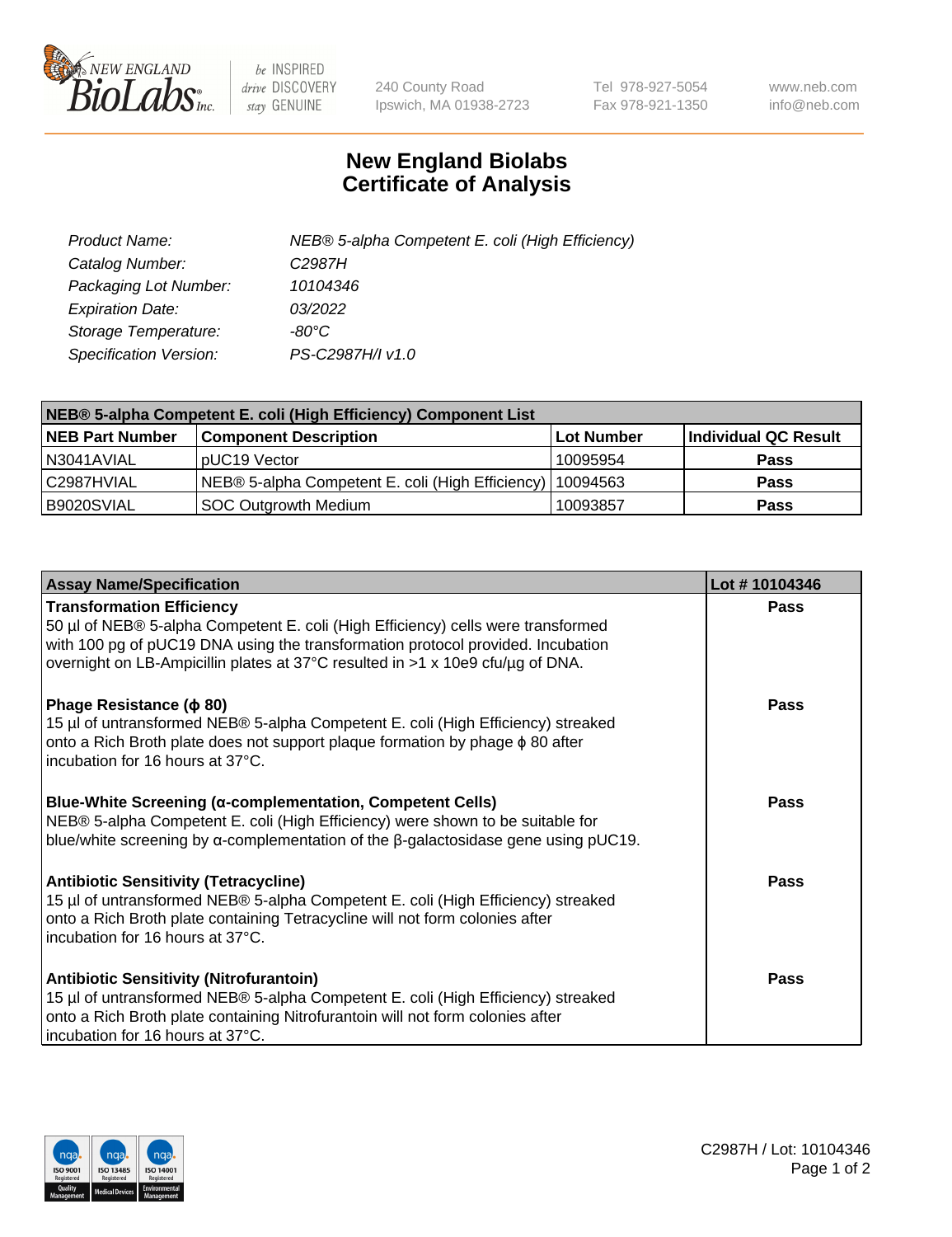# New England Biolabs Certificate of Analysis

| | |
|---|---|
| *Product Name:* | *NEB® 5-alpha Competent E. coli (High Efficiency)* |
| *Catalog Number:* | *C2987H* |
| *Packaging Lot Number:* | *10104346* |
| *Expiration Date:* | *03/2022* |
| *Storage Temperature:* | *-80°C* |
| *Specification Version:* | *PS-C2987H/I v1.0* |

| NEB® 5-alpha Competent E. coli (High Efficiency) Component List | | | |
|---|---|---|---|
| **NEB Part Number** | **Component Description** | **Lot Number** | **Individual QC Result** |
| N3041AVIAL | pUC19 Vector | 10095954 | **Pass** |
| C2987HVIAL | NEB® 5-alpha Competent E. coli (High Efficiency) | 10094563 | **Pass** |
| B9020SVIAL | SOC Outgrowth Medium | 10093857 | **Pass** |

| Assay Name/Specification | Lot # 10104346 |
|---|---|
| **Transformation Efficiency** 50 µl of NEB® 5-alpha Competent E. coli (High Efficiency) cells were transformed with 100 pg of pUC19 DNA using the transformation protocol provided. Incubation overnight on LB-Ampicillin plates at 37°C resulted in >1 x 10e9 cfu/µg of DNA. | **Pass** |
| **Phage Resistance (ϕ 80)** 15 µl of untransformed NEB® 5-alpha Competent E. coli (High Efficiency) streaked onto a Rich Broth plate does not support plaque formation by phage ϕ 80 after incubation for 16 hours at 37°C. | **Pass** |
| **Blue-White Screening (α-complementation, Competent Cells)** NEB® 5-alpha Competent E. coli (High Efficiency) were shown to be suitable for blue/white screening by α-complementation of the β-galactosidase gene using pUC19. | **Pass** |
| **Antibiotic Sensitivity (Tetracycline)** 15 µl of untransformed NEB® 5-alpha Competent E. coli (High Efficiency) streaked onto a Rich Broth plate containing Tetracycline will not form colonies after incubation for 16 hours at 37°C. | **Pass** |
| **Antibiotic Sensitivity (Nitrofurantoin)** 15 µl of untransformed NEB® 5-alpha Competent E. coli (High Efficiency) streaked onto a Rich Broth plate containing Nitrofurantoin will not form colonies after incubation for 16 hours at 37°C. | **Pass** |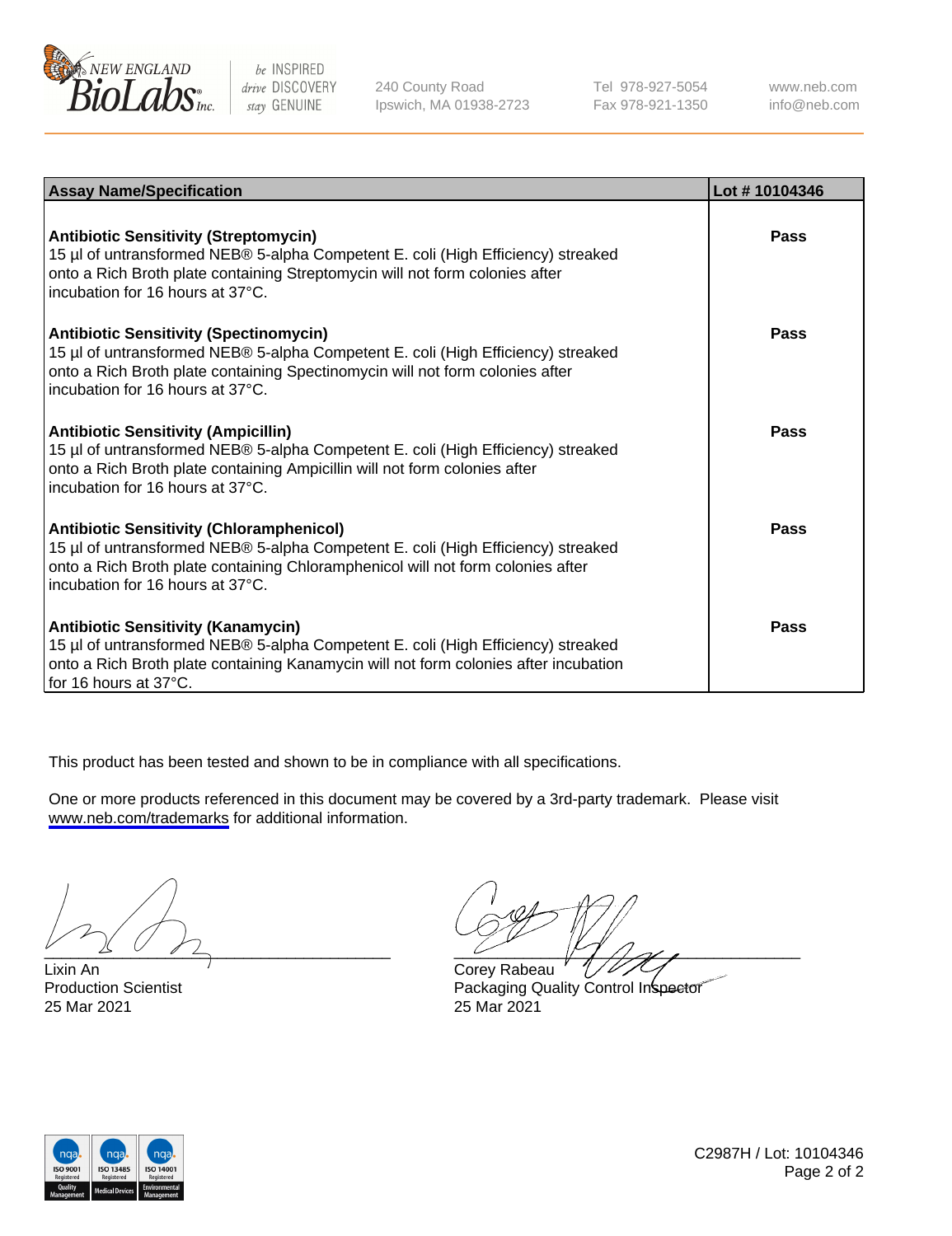| Assay Name/Specification | Lot # 10104346 |
| --- | --- |
| **Antibiotic Sensitivity (Streptomycin)**<br>15 µl of untransformed NEB® 5-alpha Competent E. coli (High Efficiency) streaked onto a Rich Broth plate containing Streptomycin will not form colonies after incubation for 16 hours at 37°C. | **Pass** |
| **Antibiotic Sensitivity (Spectinomycin)**<br>15 µl of untransformed NEB® 5-alpha Competent E. coli (High Efficiency) streaked onto a Rich Broth plate containing Spectinomycin will not form colonies after incubation for 16 hours at 37°C. | **Pass** |
| **Antibiotic Sensitivity (Ampicillin)**<br>15 µl of untransformed NEB® 5-alpha Competent E. coli (High Efficiency) streaked onto a Rich Broth plate containing Ampicillin will not form colonies after incubation for 16 hours at 37°C. | **Pass** |
| **Antibiotic Sensitivity (Chloramphenicol)**<br>15 µl of untransformed NEB® 5-alpha Competent E. coli (High Efficiency) streaked onto a Rich Broth plate containing Chloramphenicol will not form colonies after incubation for 16 hours at 37°C. | **Pass** |
| **Antibiotic Sensitivity (Kanamycin)**<br>15 µl of untransformed NEB® 5-alpha Competent E. coli (High Efficiency) streaked onto a Rich Broth plate containing Kanamycin will not form colonies after incubation for 16 hours at 37°C. | **Pass** |

This product has been tested and shown to be in compliance with all specifications.

One or more products referenced in this document may be covered by a 3rd-party trademark. Please visit www.neb.com/trademarks for additional information.

Lixin An
Production Scientist
25 Mar 2021

Corey Rabeau
Packaging Quality Control Inspector
25 Mar 2021

C2987H / Lot: 10104346